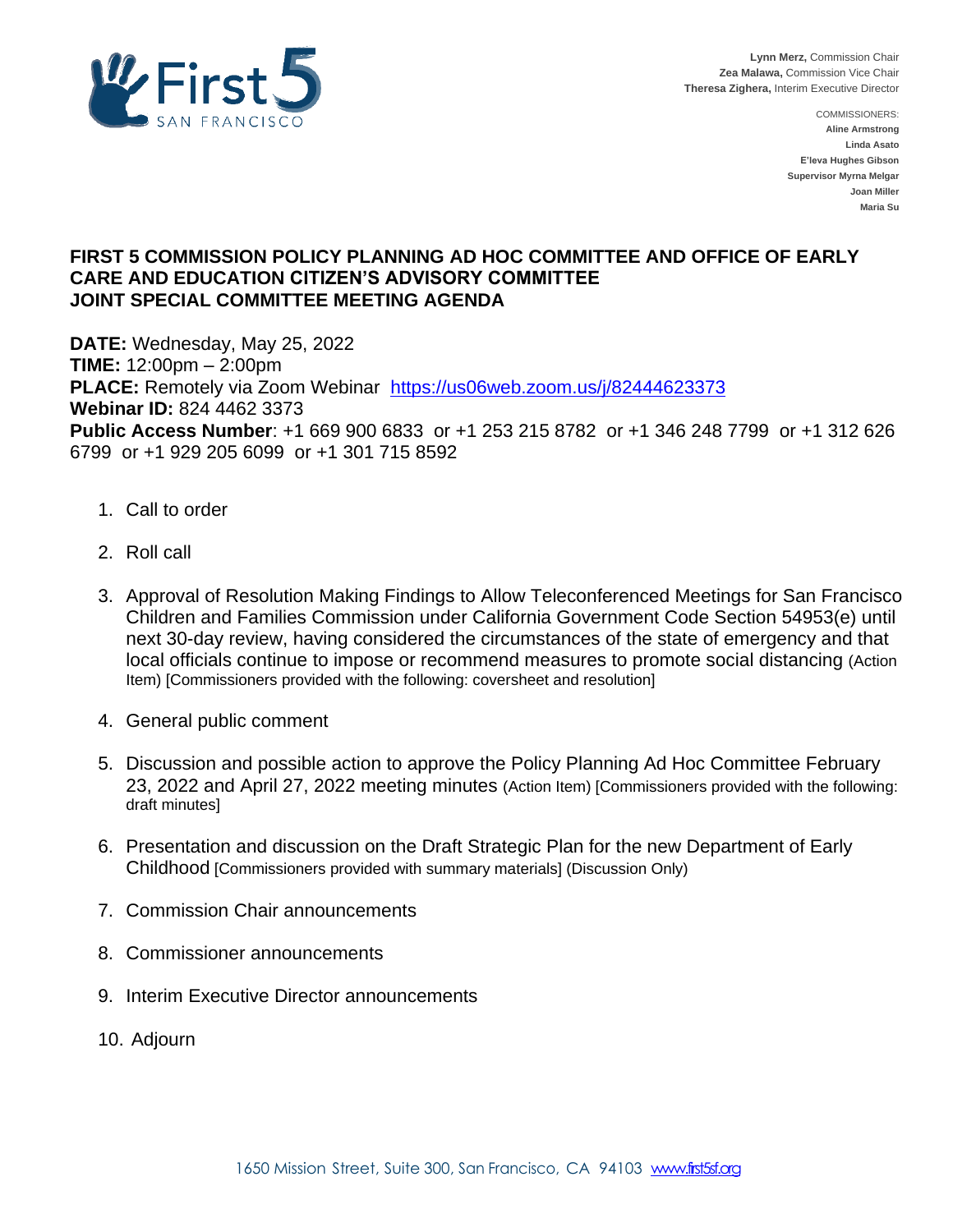First 5 SAN FRANCISCO

**Lynn Merz,** Commission Chair
**Zea Malawa,** Commission Vice Chair
**Theresa Zighera,** Interim Executive Director

COMMISSIONERS:
**Aline Armstrong**
**Linda Asato**
**E'leva Hughes Gibson**
**Supervisor Myrna Melgar**
**Joan Miller**
**Maria Su**

# FIRST 5 COMMISSION POLICY PLANNING AD HOC COMMITTEE AND OFFICE OF EARLY CARE AND EDUCATION CITIZEN'S ADVISORY COMMITTEE JOINT SPECIAL COMMITTEE MEETING AGENDA

**DATE:** Wednesday, May 25, 2022
**TIME:** 12:00pm – 2:00pm
**PLACE:** Remotely via Zoom Webinar https://us06web.zoom.us/j/82444623373
**Webinar ID:** 824 4462 3373
**Public Access Number**: +1 669 900 6833 or +1 253 215 8782 or +1 346 248 7799 or +1 312 626 6799 or +1 929 205 6099 or +1 301 715 8592

1. Call to order
2. Roll call
3. Approval of Resolution Making Findings to Allow Teleconferenced Meetings for San Francisco Children and Families Commission under California Government Code Section 54953(e) until next 30-day review, having considered the circumstances of the state of emergency and that local officials continue to impose or recommend measures to promote social distancing (Action Item) [Commissioners provided with the following: coversheet and resolution]
4. General public comment
5. Discussion and possible action to approve the Policy Planning Ad Hoc Committee February 23, 2022 and April 27, 2022 meeting minutes (Action Item) [Commissioners provided with the following: draft minutes]
6. Presentation and discussion on the Draft Strategic Plan for the new Department of Early Childhood [Commissioners provided with summary materials] (Discussion Only)
7. Commission Chair announcements
8. Commissioner announcements
9. Interim Executive Director announcements
10. Adjourn

1650 Mission Street, Suite 300, San Francisco, CA 94103 www.first5sf.org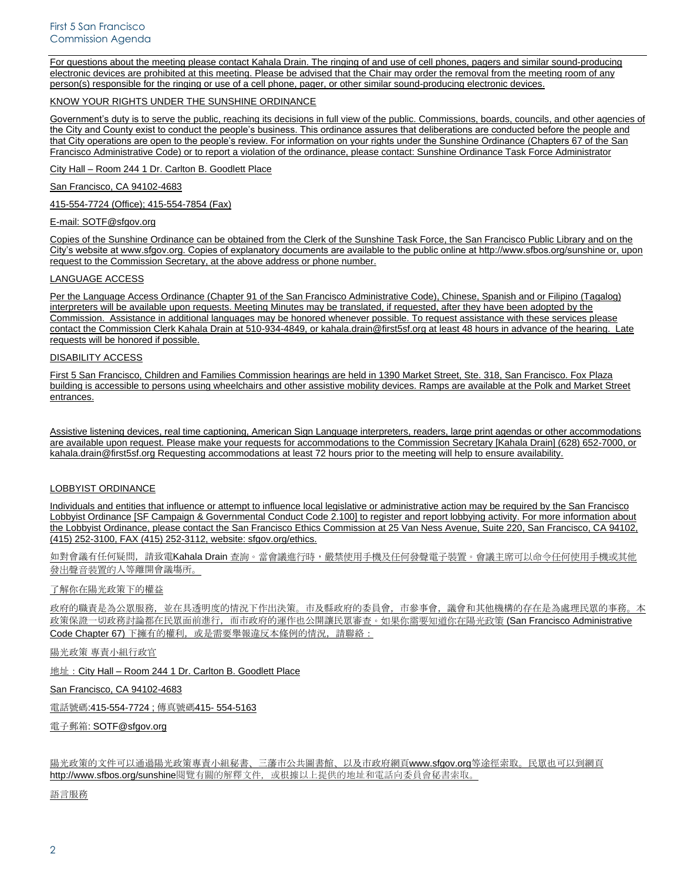For questions about the meeting please contact Kahala Drain. The ringing of and use of cell phones, pagers and similar sound-producing electronic devices are prohibited at this meeting. Please be advised that the Chair may order the removal from the meeting room of any person(s) responsible for the ringing or use of a cell phone, pager, or other similar sound-producing electronic devices.

KNOW YOUR RIGHTS UNDER THE SUNSHINE ORDINANCE

Government's duty is to serve the public, reaching its decisions in full view of the public. Commissions, boards, councils, and other agencies of the City and County exist to conduct the people's business. This ordinance assures that deliberations are conducted before the people and that City operations are open to the people's review. For information on your rights under the Sunshine Ordinance (Chapters 67 of the San Francisco Administrative Code) or to report a violation of the ordinance, please contact: Sunshine Ordinance Task Force Administrator

City Hall – Room 244 1 Dr. Carlton B. Goodlett Place

San Francisco, CA 94102-4683

415-554-7724 (Office); 415-554-7854 (Fax)

E-mail: SOTF@sfgov.org

Copies of the Sunshine Ordinance can be obtained from the Clerk of the Sunshine Task Force, the San Francisco Public Library and on the City's website at www.sfgov.org. Copies of explanatory documents are available to the public online at http://www.sfbos.org/sunshine or, upon request to the Commission Secretary, at the above address or phone number.

LANGUAGE ACCESS

Per the Language Access Ordinance (Chapter 91 of the San Francisco Administrative Code), Chinese, Spanish and or Filipino (Tagalog) interpreters will be available upon requests. Meeting Minutes may be translated, if requested, after they have been adopted by the Commission. Assistance in additional languages may be honored whenever possible. To request assistance with these services please contact the Commission Clerk Kahala Drain at 510-934-4849, or kahala.drain@first5sf.org at least 48 hours in advance of the hearing. Late requests will be honored if possible.

DISABILITY ACCESS

First 5 San Francisco, Children and Families Commission hearings are held in 1390 Market Street, Ste. 318, San Francisco. Fox Plaza building is accessible to persons using wheelchairs and other assistive mobility devices. Ramps are available at the Polk and Market Street entrances.

Assistive listening devices, real time captioning, American Sign Language interpreters, readers, large print agendas or other accommodations are available upon request. Please make your requests for accommodations to the Commission Secretary [Kahala Drain] (628) 652-7000, or kahala.drain@first5sf.org Requesting accommodations at least 72 hours prior to the meeting will help to ensure availability.

LOBBYIST ORDINANCE

Individuals and entities that influence or attempt to influence local legislative or administrative action may be required by the San Francisco Lobbyist Ordinance [SF Campaign & Governmental Conduct Code 2.100] to register and report lobbying activity. For more information about the Lobbyist Ordinance, please contact the San Francisco Ethics Commission at 25 Van Ness Avenue, Suite 220, San Francisco, CA 94102, (415) 252-3100, FAX (415) 252-3112, website: sfgov.org/ethics.

如對會議有任何疑問，請致電Kahala Drain 查詢。當會議進行時，嚴禁使用手機及任何發聲電子裝置。會議主席可以命令任何使用手機或其他發出聲音裝置的人等離開會議場所。

了解你在陽光政策下的權益

政府的職責是為公眾服務，並在具透明度的情況下作出決策。市及縣政府的委員會，市參事會，議會和其他機構的存在是為處理民眾的事務。本政策保證一切政務討論都在民眾面前進行，而市政府的運作也公開讓民眾審查。如果你需要知道你在陽光政策 (San Francisco Administrative Code Chapter 67) 下擁有的權利，或是需要舉報違反本條例的情況，請聯絡：

陽光政策 專責小組行政官

地址：City Hall – Room 244 1 Dr. Carlton B. Goodlett Place

San Francisco, CA 94102-4683

電話號碼:415-554-7724 ; 傳真號碼415- 554-5163

電子郵箱: SOTF@sfgov.org

陽光政策的文件可以通過陽光政策專責小組秘書、三藩市公共圖書館、以及市政府網頁www.sfgov.org等途徑索取。民眾也可以到網頁http://www.sfbos.org/sunshine閱覽有關的解釋文件，或根據以上提供的地址和電話向委員會秘書索取。

語言服務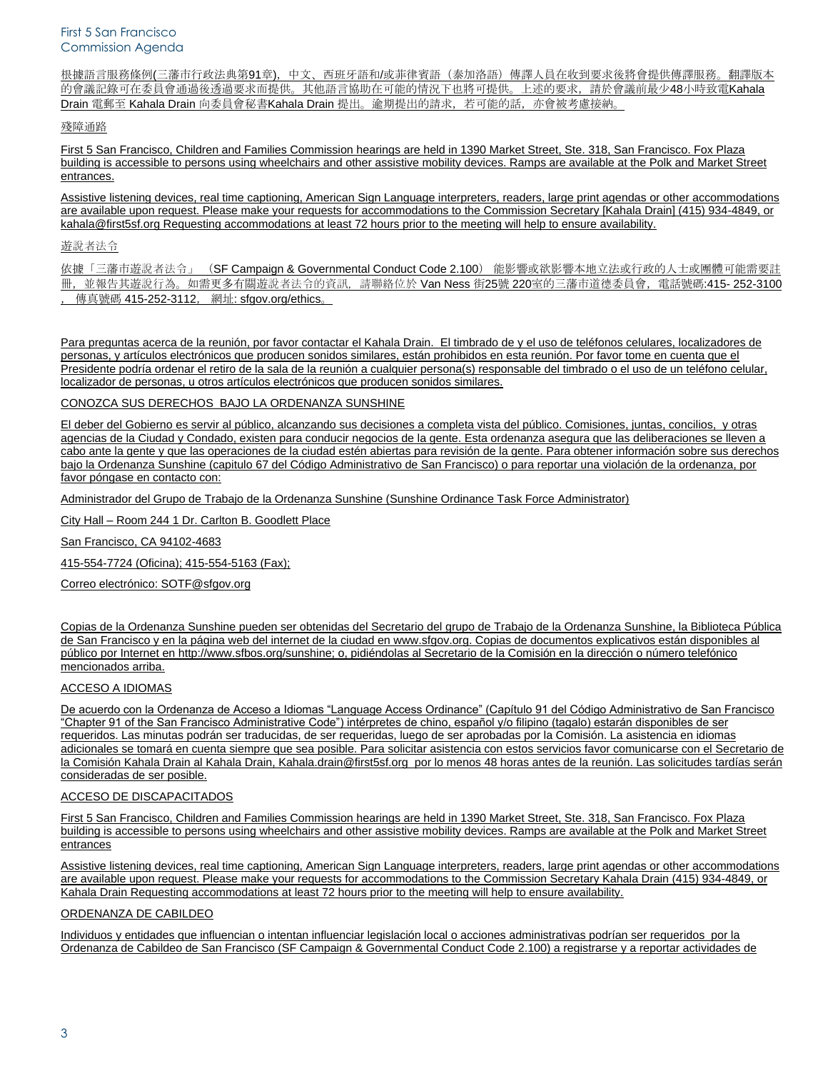根據語言服務條例(三藩市行政法典第91章)，中文、西班牙語和/或菲律賓語（泰加洛語）傳譯人員在收到要求後將會提供傳譯服務。翻譯版本的會議記錄可在委員會通過後透過要求而提供。其他語言協助在可能的情況下也將可提供。上述的要求，請於會議前最少48小時致電Kahala Drain 電郵至 Kahala Drain 向委員會秘書Kahala Drain 提出。逾期提出的請求，若可能的話，亦會被考慮接納。

殘障通路

First 5 San Francisco, Children and Families Commission hearings are held in 1390 Market Street, Ste. 318, San Francisco. Fox Plaza building is accessible to persons using wheelchairs and other assistive mobility devices. Ramps are available at the Polk and Market Street entrances.

Assistive listening devices, real time captioning, American Sign Language interpreters, readers, large print agendas or other accommodations are available upon request. Please make your requests for accommodations to the Commission Secretary [Kahala Drain] (415) 934-4849, or kahala@first5sf.org Requesting accommodations at least 72 hours prior to the meeting will help to ensure availability.

遊說者法令

依據「三藩市遊說者法令」（SF Campaign & Governmental Conduct Code 2.100） 能影響或欲影響本地立法或行政的人士或團體可能需要註冊，並報告其遊說行為。如需更多有關遊說者法令的資訊，請聯絡位於 Van Ness 街25號 220室的三藩市道德委員會，電話號碼:415- 252-3100 ，傳真號碼 415-252-3112，網址: sfgov.org/ethics。

Para preguntas acerca de la reunión, por favor contactar el Kahala Drain. El timbrado de y el uso de teléfonos celulares, localizadores de personas, y artículos electrónicos que producen sonidos similares, están prohibidos en esta reunión. Por favor tome en cuenta que el Presidente podría ordenar el retiro de la sala de la reunión a cualquier persona(s) responsable del timbrado o el uso de un teléfono celular, localizador de personas, u otros artículos electrónicos que producen sonidos similares.

CONOZCA SUS DERECHOS BAJO LA ORDENANZA SUNSHINE

El deber del Gobierno es servir al público, alcanzando sus decisiones a completa vista del público. Comisiones, juntas, concilios, y otras agencias de la Ciudad y Condado, existen para conducir negocios de la gente. Esta ordenanza asegura que las deliberaciones se lleven a cabo ante la gente y que las operaciones de la ciudad estén abiertas para revisión de la gente. Para obtener información sobre sus derechos bajo la Ordenanza Sunshine (capitulo 67 del Código Administrativo de San Francisco) o para reportar una violación de la ordenanza, por favor póngase en contacto con:

Administrador del Grupo de Trabajo de la Ordenanza Sunshine (Sunshine Ordinance Task Force Administrator)

City Hall – Room 244 1 Dr. Carlton B. Goodlett Place

San Francisco, CA 94102-4683

415-554-7724 (Oficina); 415-554-5163 (Fax);

Correo electrónico: SOTF@sfgov.org

Copias de la Ordenanza Sunshine pueden ser obtenidas del Secretario del grupo de Trabajo de la Ordenanza Sunshine, la Biblioteca Pública de San Francisco y en la página web del internet de la ciudad en www.sfgov.org. Copias de documentos explicativos están disponibles al público por Internet en http://www.sfbos.org/sunshine; o, pidiéndolas al Secretario de la Comisión en la dirección o número telefónico mencionados arriba.

ACCESO A IDIOMAS

De acuerdo con la Ordenanza de Acceso a Idiomas "Language Access Ordinance" (Capítulo 91 del Código Administrativo de San Francisco "Chapter 91 of the San Francisco Administrative Code") intérpretes de chino, español y/o filipino (tagalo) estarán disponibles de ser requeridos. Las minutas podrán ser traducidas, de ser requeridas, luego de ser aprobadas por la Comisión. La asistencia en idiomas adicionales se tomará en cuenta siempre que sea posible. Para solicitar asistencia con estos servicios favor comunicarse con el Secretario de la Comisión Kahala Drain al Kahala Drain, Kahala.drain@first5sf.org por lo menos 48 horas antes de la reunión. Las solicitudes tardías serán consideradas de ser posible.

ACCESO DE DISCAPACITADOS

First 5 San Francisco, Children and Families Commission hearings are held in 1390 Market Street, Ste. 318, San Francisco. Fox Plaza building is accessible to persons using wheelchairs and other assistive mobility devices. Ramps are available at the Polk and Market Street entrances

Assistive listening devices, real time captioning, American Sign Language interpreters, readers, large print agendas or other accommodations are available upon request. Please make your requests for accommodations to the Commission Secretary Kahala Drain (415) 934-4849, or Kahala Drain Requesting accommodations at least 72 hours prior to the meeting will help to ensure availability.

ORDENANZA DE CABILDEO

Individuos y entidades que influencian o intentan influenciar legislación local o acciones administrativas podrían ser requeridos por la Ordenanza de Cabildeo de San Francisco (SF Campaign & Governmental Conduct Code 2.100) a registrarse y a reportar actividades de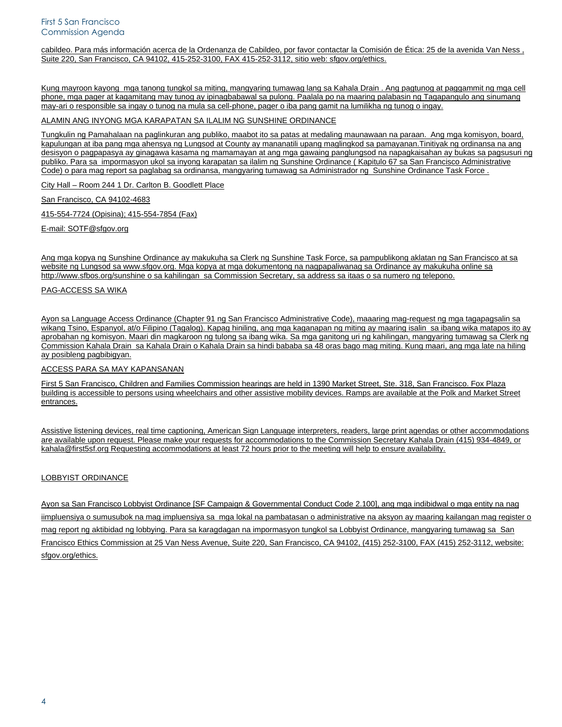cabildeo. Para más información acerca de la Ordenanza de Cabildeo, por favor contactar la Comisión de Ética: 25 de la avenida Van Ness , Suite 220, San Francisco, CA 94102, 415-252-3100, FAX 415-252-3112, sitio web: sfgov.org/ethics.

Kung mayroon kayong mga tanong tungkol sa miting, mangyaring tumawag lang sa Kahala Drain . Ang pagtunog at paggammit ng mga cell phone, mga pager at kagamitang may tunog ay ipinagbabawal sa pulong. Paalala po na maaring palabasin ng Tagapangulo ang sinumang may-ari o responsible sa ingay o tunog na mula sa cell-phone, pager o iba pang gamit na lumilikha ng tunog o ingay.

ALAMIN ANG INYONG MGA KARAPATAN SA ILALIM NG SUNSHINE ORDINANCE

Tungkulin ng Pamahalaan na paglinkuran ang publiko, maabot ito sa patas at medaling maunawaan na paraan. Ang mga komisyon, board, kapulungan at iba pang mga ahensya ng Lungsod at County ay mananatili upang maglingkod sa pamayanan.Tinitiyak ng ordinansa na ang desisyon o pagpapasya ay ginagawa kasama ng mamamayan at ang mga gawaing panglungsod na napagkaisahan ay bukas sa pagsusuri ng publiko. Para sa impormasyon ukol sa inyong karapatan sa ilalim ng Sunshine Ordinance ( Kapitulo 67 sa San Francisco Administrative Code) o para mag report sa paglabag sa ordinansa, mangyaring tumawag sa Administrador ng Sunshine Ordinance Task Force .

City Hall – Room 244 1 Dr. Carlton B. Goodlett Place

San Francisco, CA 94102-4683

415-554-7724 (Opisina); 415-554-7854 (Fax)

E-mail: SOTF@sfgov.org

Ang mga kopya ng Sunshine Ordinance ay makukuha sa Clerk ng Sunshine Task Force, sa pampublikong aklatan ng San Francisco at sa website ng Lungsod sa www.sfgov.org. Mga kopya at mga dokumentong na nagpapaliwanag sa Ordinance ay makukuha online sa http://www.sfbos.org/sunshine o sa kahilingan sa Commission Secretary, sa address sa itaas o sa numero ng telepono.

PAG-ACCESS SA WIKA

Ayon sa Language Access Ordinance (Chapter 91 ng San Francisco Administrative Code), maaaring mag-request ng mga tagapagsalin sa wikang Tsino, Espanyol, at/o Filipino (Tagalog). Kapag hiniling, ang mga kaganapan ng miting ay maaring isalin sa ibang wika matapos ito ay aprobahan ng komisyon. Maari din magkaroon ng tulong sa ibang wika. Sa mga ganitong uri ng kahilingan, mangyaring tumawag sa Clerk ng Commission Kahala Drain sa Kahala Drain o Kahala Drain sa hindi bababa sa 48 oras bago mag miting. Kung maari, ang mga late na hiling ay posibleng pagbibigyan.

ACCESS PARA SA MAY KAPANSANAN

First 5 San Francisco, Children and Families Commission hearings are held in 1390 Market Street, Ste. 318, San Francisco. Fox Plaza building is accessible to persons using wheelchairs and other assistive mobility devices. Ramps are available at the Polk and Market Street entrances.

Assistive listening devices, real time captioning, American Sign Language interpreters, readers, large print agendas or other accommodations are available upon request. Please make your requests for accommodations to the Commission Secretary Kahala Drain (415) 934-4849, or kahala@first5sf.org Requesting accommodations at least 72 hours prior to the meeting will help to ensure availability.

LOBBYIST ORDINANCE

Ayon sa San Francisco Lobbyist Ordinance [SF Campaign & Governmental Conduct Code 2.100], ang mga indibidwal o mga entity na nag iimpluensiya o sumusubok na mag impluensiya sa mga lokal na pambatasan o administrative na aksyon ay maaring kailangan mag register o mag report ng aktibidad ng lobbying. Para sa karagdagan na impormasyon tungkol sa Lobbyist Ordinance, mangyaring tumawag sa San Francisco Ethics Commission at 25 Van Ness Avenue, Suite 220, San Francisco, CA 94102, (415) 252-3100, FAX (415) 252-3112, website: sfgov.org/ethics.